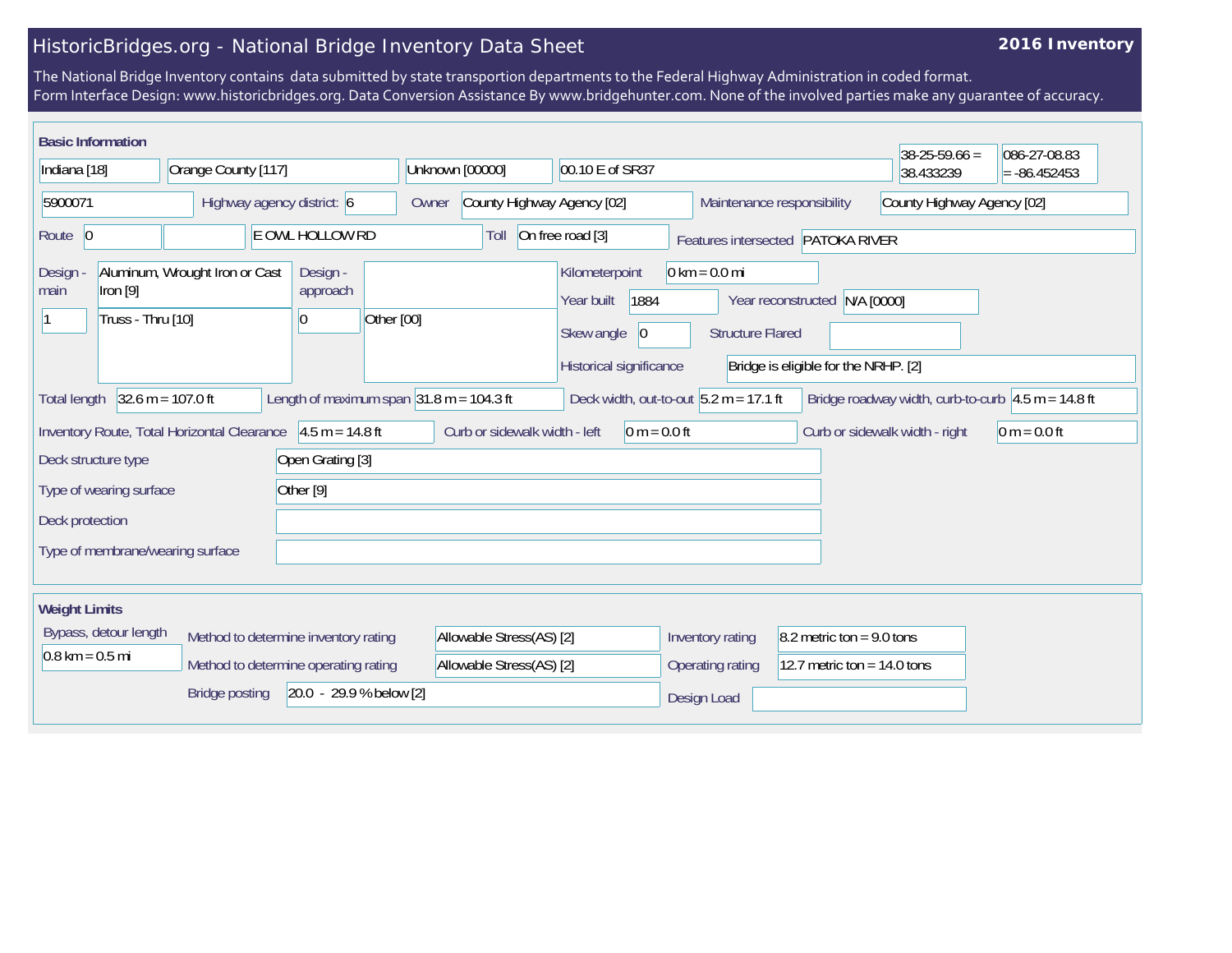# HistoricBridges.org - National Bridge Inventory Data Sheet

**2016 Inventory**

The National Bridge Inventory contains data submitted by state transportion departments to the Federal Highway Administration in coded format.
Form Interface Design: www.historicbridges.org. Data Conversion Assistance By www.bridgehunter.com. None of the involved parties make any guarantee of accuracy.

## Basic Information

| | |
|---|---|
| State | Indiana [18] |
| County | Orange County [117] |
| Place | Unknown [00000] |
| Location | 00.10 E of SR37 |
| Latitude | 38-25-59.66 = 38.433239 |
| Longitude | 086-27-08.83 = -86.452453 |
| Structure number | 5900071 |
| Highway agency district | 6 |
| Owner | County Highway Agency [02] |
| Maintenance responsibility | County Highway Agency [02] |
| Route | 0 |
| Facility carried | E OWL HOLLOW RD |
| Toll | On free road [3] |
| Features intersected | PATOKA RIVER |
| Design - main | Aluminum, Wrought Iron or Cast Iron [9] |
| | 1 — Truss - Thru [10] |
| Design - approach | |
| | 0 — Other [00] |
| Kilometerpoint | 0 km = 0.0 mi |
| Year built | 1884 |
| Year reconstructed | N/A [0000] |
| Skew angle | 0 |
| Structure Flared | |
| Historical significance | Bridge is eligible for the NRHP. [2] |
| Total length | 32.6 m = 107.0 ft |
| Length of maximum span | 31.8 m = 104.3 ft |
| Deck width, out-to-out | 5.2 m = 17.1 ft |
| Bridge roadway width, curb-to-curb | 4.5 m = 14.8 ft |
| Inventory Route, Total Horizontal Clearance | 4.5 m = 14.8 ft |
| Curb or sidewalk width - left | 0 m = 0.0 ft |
| Curb or sidewalk width - right | 0 m = 0.0 ft |
| Deck structure type | Open Grating [3] |
| Type of wearing surface | Other [9] |
| Deck protection | |
| Type of membrane/wearing surface | |

## Weight Limits

| | |
|---|---|
| Bypass, detour length | 0.8 km = 0.5 mi |
| Method to determine inventory rating | Allowable Stress(AS) [2] |
| Method to determine operating rating | Allowable Stress(AS) [2] |
| Bridge posting | 20.0 - 29.9 % below [2] |
| Inventory rating | 8.2 metric ton = 9.0 tons |
| Operating rating | 12.7 metric ton = 14.0 tons |
| Design Load | |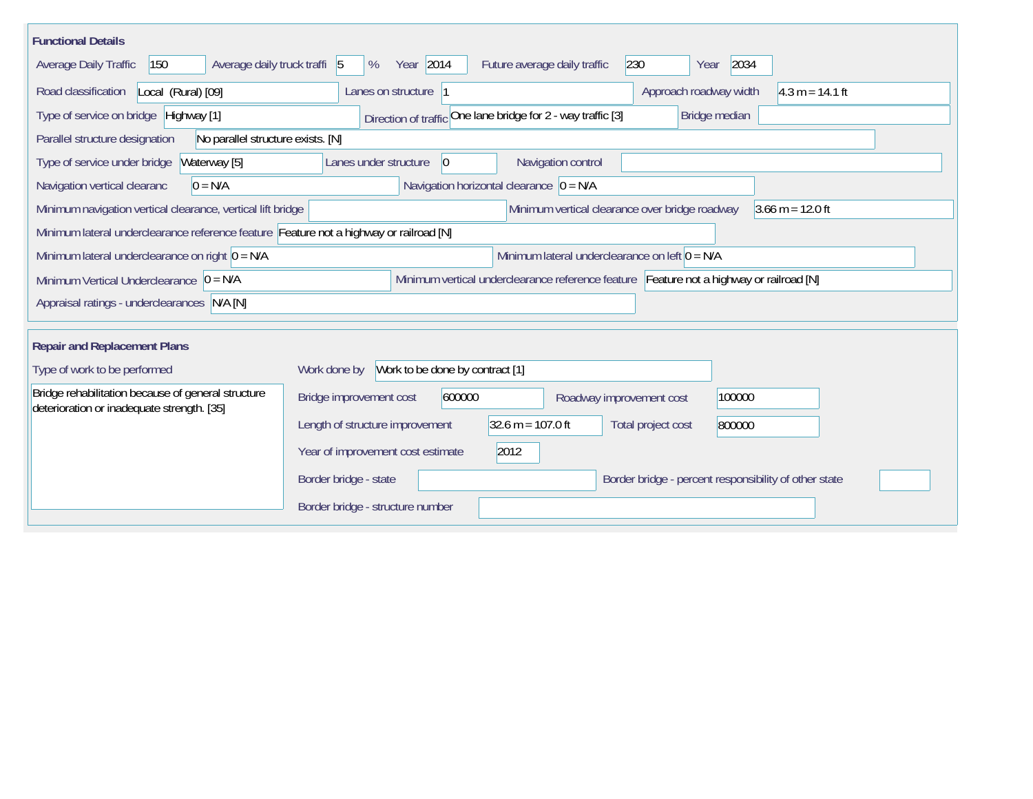## Functional Details

| Field | Value |
|---|---|
| Average Daily Traffic | 150 |
| Average daily truck traffi | 5 % |
| Year | 2014 |
| Future average daily traffic | 230 |
| Year | 2034 |
| Road classification | Local (Rural) [09] |
| Lanes on structure | 1 |
| Approach roadway width | 4.3 m = 14.1 ft |
| Type of service on bridge | Highway [1] |
| Direction of traffic | One lane bridge for 2 - way traffic [3] |
| Bridge median | |
| Parallel structure designation | No parallel structure exists. [N] |
| Type of service under bridge | Waterway [5] |
| Lanes under structure | 0 |
| Navigation control | |
| Navigation vertical clearanc | 0 = N/A |
| Navigation horizontal clearance | 0 = N/A |
| Minimum navigation vertical clearance, vertical lift bridge | |
| Minimum vertical clearance over bridge roadway | 3.66 m = 12.0 ft |
| Minimum lateral underclearance reference feature | Feature not a highway or railroad [N] |
| Minimum lateral underclearance on right | 0 = N/A |
| Minimum lateral underclearance on left | 0 = N/A |
| Minimum Vertical Underclearance | 0 = N/A |
| Minimum vertical underclearance reference feature | Feature not a highway or railroad [N] |
| Appraisal ratings - underclearances | N/A [N] |

## Repair and Replacement Plans

| Field | Value |
|---|---|
| Type of work to be performed | Bridge rehabilitation because of general structure deterioration or inadequate strength. [35] |
| Work done by | Work to be done by contract [1] |
| Bridge improvement cost | 600000 |
| Roadway improvement cost | 100000 |
| Length of structure improvement | 32.6 m = 107.0 ft |
| Total project cost | 800000 |
| Year of improvement cost estimate | 2012 |
| Border bridge - state | |
| Border bridge - percent responsibility of other state | |
| Border bridge - structure number | |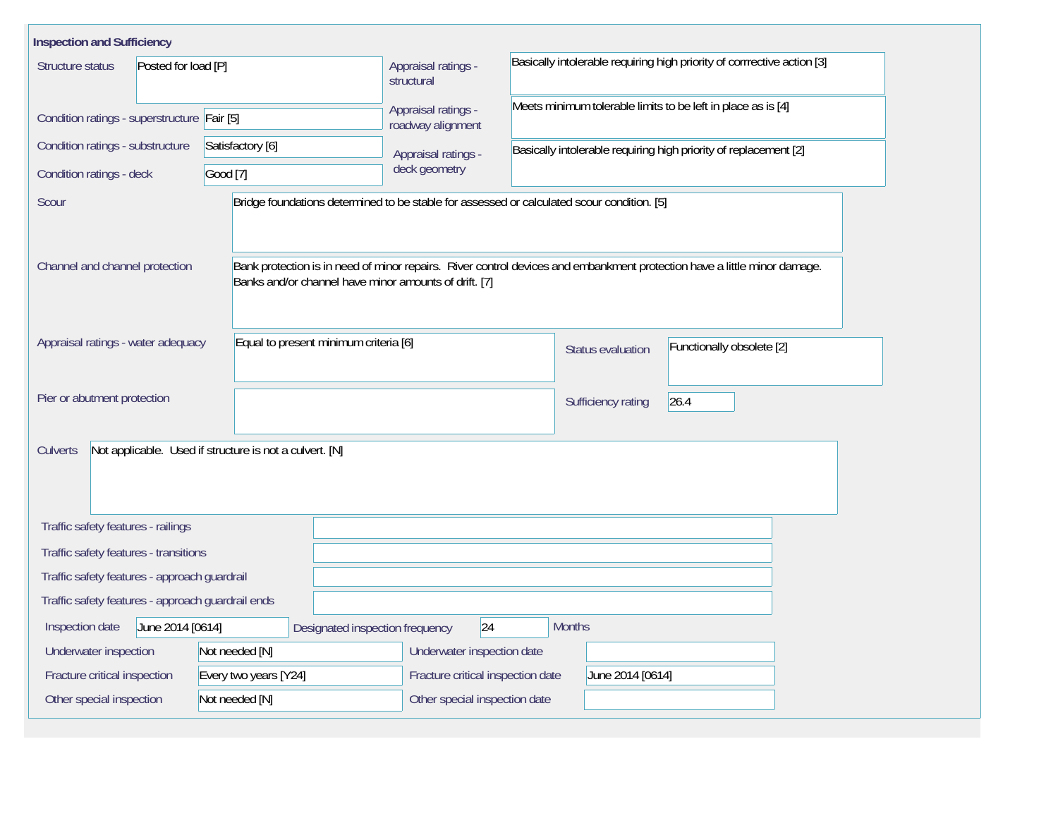## Inspection and Sufficiency

| Field | Value |
|---|---|
| Structure status | Posted for load [P] |
| Appraisal ratings - structural | Basically intolerable requiring high priority of corrrective action [3] |
| Condition ratings - superstructure | Fair [5] |
| Appraisal ratings - roadway alignment | Meets minimum tolerable limits to be left in place as is [4] |
| Condition ratings - substructure | Satisfactory [6] |
| Appraisal ratings - deck geometry | Basically intolerable requiring high priority of replacement [2] |
| Condition ratings - deck | Good [7] |
| Scour | Bridge foundations determined to be stable for assessed or calculated scour condition. [5] |
| Channel and channel protection | Bank protection is in need of minor repairs. River control devices and embankment protection have a little minor damage. Banks and/or channel have minor amounts of drift. [7] |
| Appraisal ratings - water adequacy | Equal to present minimum criteria [6] |
| Status evaluation | Functionally obsolete [2] |
| Pier or abutment protection | |
| Sufficiency rating | 26.4 |
| Culverts | Not applicable. Used if structure is not a culvert. [N] |
| Traffic safety features - railings | |
| Traffic safety features - transitions | |
| Traffic safety features - approach guardrail | |
| Traffic safety features - approach guardrail ends | |
| Inspection date | June 2014 [0614] |
| Designated inspection frequency | 24 Months |
| Underwater inspection | Not needed [N] |
| Underwater inspection date | |
| Fracture critical inspection | Every two years [Y24] |
| Fracture critical inspection date | June 2014 [0614] |
| Other special inspection | Not needed [N] |
| Other special inspection date | |